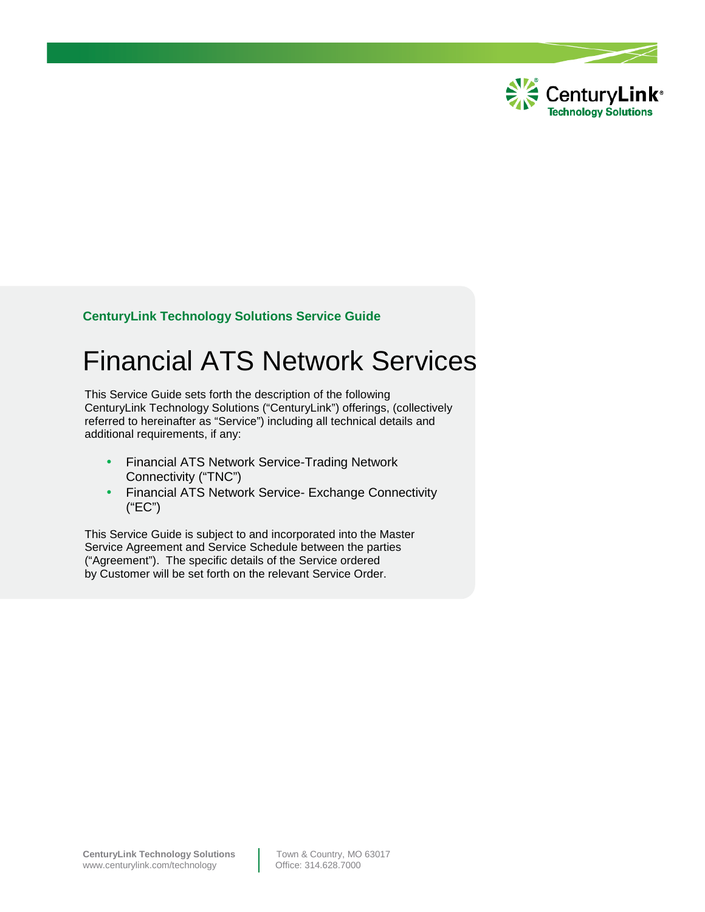**CenturyLink Technology Solutions Service Guide**

# Financial ATS Network Services

This Service Guide sets forth the description of the following CenturyLink Technology Solutions ("CenturyLink") offerings, (collectively referred to hereinafter as "Service") including all technical details and additional requirements, if any:

- Financial ATS Network Service-Trading Network Connectivity ("TNC")
- Financial ATS Network Service- Exchange Connectivity ("EC")

This Service Guide is subject to and incorporated into the Master Service Agreement and Service Schedule between the parties ("Agreement"). The specific details of the Service ordered by Customer will be set forth on the relevant Service Order.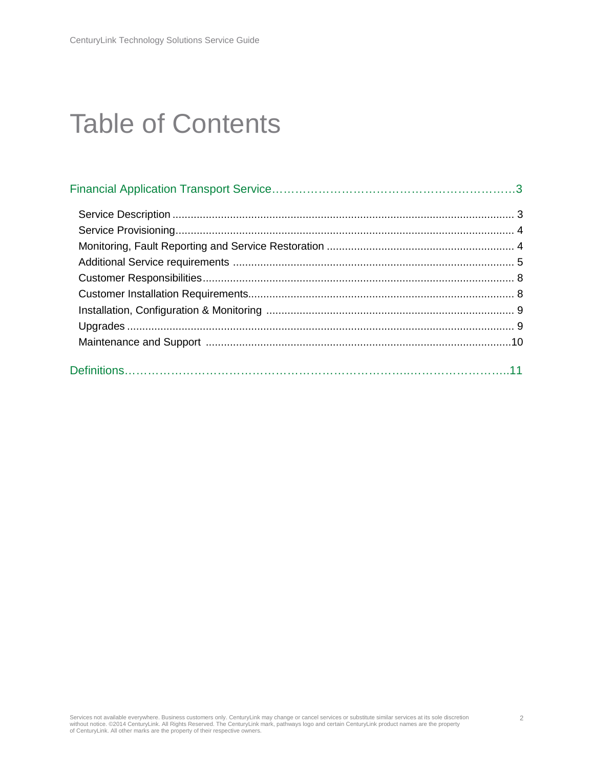# Table of Contents

Financial Application Transport Service …………………………………………………………3

- Service Description .......................................................................................................... 3
- Service Provisioning......................................................................................................... 4
- Monitoring, Fault Reporting and Service Restoration ....................................................... 4
- Additional Service requirements ...................................................................................... 5
- Customer Responsibilities................................................................................................ 8
- Customer Installation Requirements................................................................................. 8
- Installation, Configuration & Monitoring ........................................................................... 9
- Upgrades ......................................................................................................................... 9
- Maintenance and Support ..............................................................................................10

Definitions……………………………………………………………………………………………..11

Services not available everywhere. Business customers only. CenturyLink may change or cancel services or substitute similar services at its sole discretion without notice. ©2014 CenturyLink. All Rights Reserved. The CenturyLink mark, pathways logo and certain CenturyLink product names are the property of CenturyLink. All other marks are the property of their respective owners.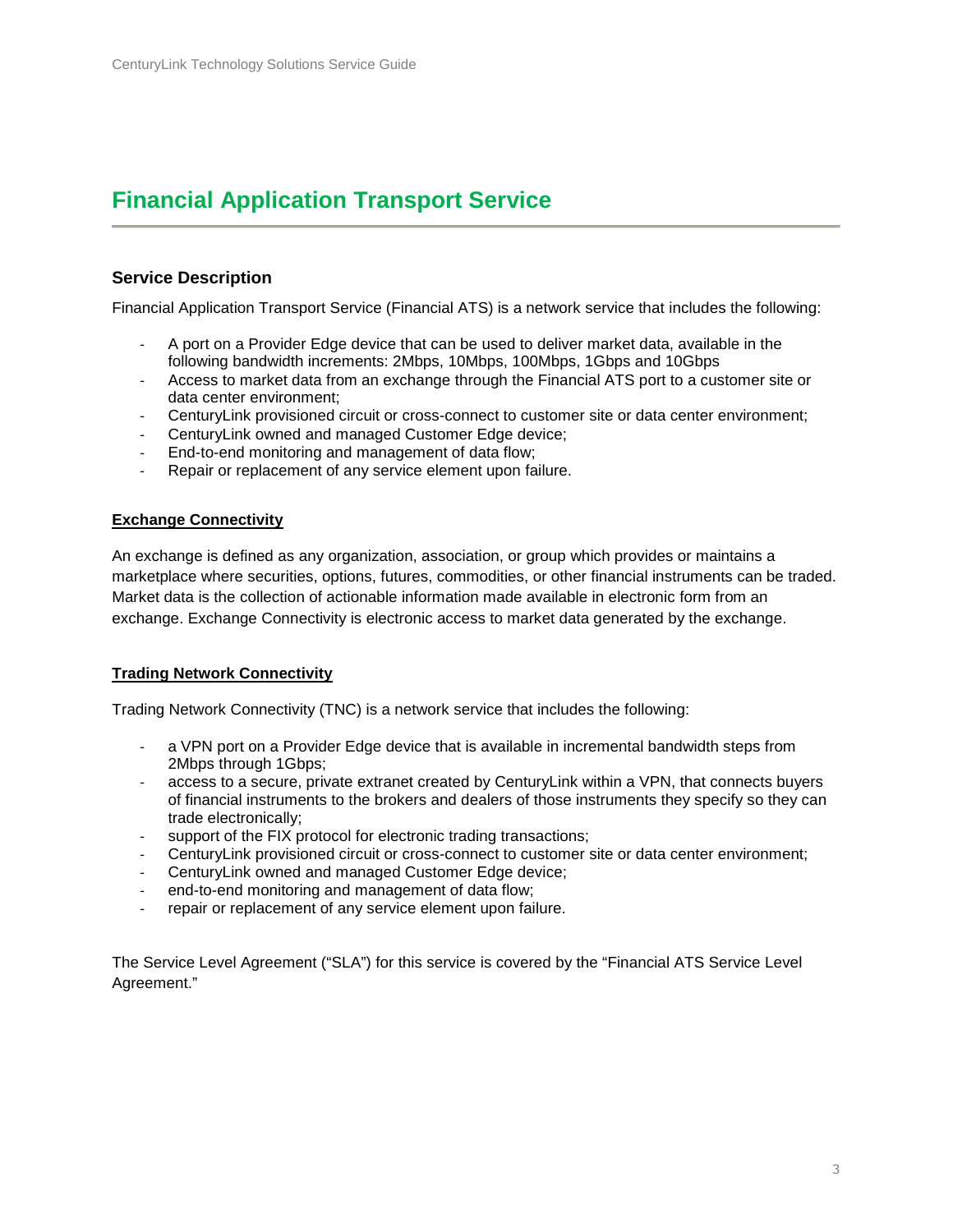# Financial Application Transport Service

## Service Description

Financial Application Transport Service (Financial ATS) is a network service that includes the following:

- A port on a Provider Edge device that can be used to deliver market data, available in the following bandwidth increments: 2Mbps, 10Mbps, 100Mbps, 1Gbps and 10Gbps
- Access to market data from an exchange through the Financial ATS port to a customer site or data center environment;
- CenturyLink provisioned circuit or cross-connect to customer site or data center environment;
- CenturyLink owned and managed Customer Edge device;
- End-to-end monitoring and management of data flow;
- Repair or replacement of any service element upon failure.

### Exchange Connectivity

An exchange is defined as any organization, association, or group which provides or maintains a marketplace where securities, options, futures, commodities, or other financial instruments can be traded. Market data is the collection of actionable information made available in electronic form from an exchange. Exchange Connectivity is electronic access to market data generated by the exchange.

### Trading Network Connectivity

Trading Network Connectivity (TNC) is a network service that includes the following:

- a VPN port on a Provider Edge device that is available in incremental bandwidth steps from 2Mbps through 1Gbps;
- access to a secure, private extranet created by CenturyLink within a VPN, that connects buyers of financial instruments to the brokers and dealers of those instruments they specify so they can trade electronically;
- support of the FIX protocol for electronic trading transactions;
- CenturyLink provisioned circuit or cross-connect to customer site or data center environment;
- CenturyLink owned and managed Customer Edge device;
- end-to-end monitoring and management of data flow;
- repair or replacement of any service element upon failure.

The Service Level Agreement ("SLA") for this service is covered by the "Financial ATS Service Level Agreement."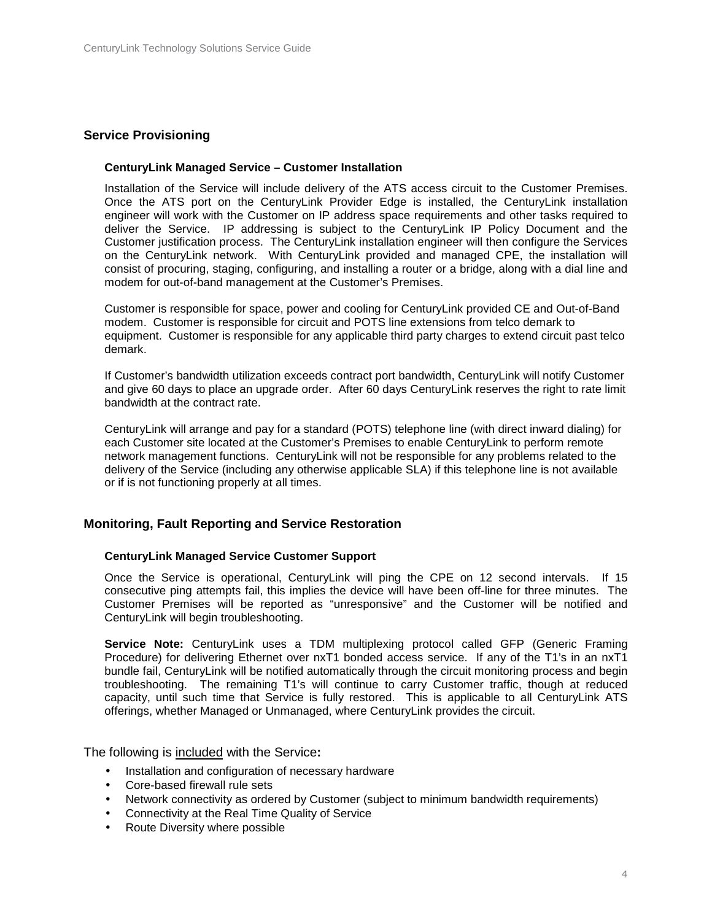## Service Provisioning

### CenturyLink Managed Service – Customer Installation

Installation of the Service will include delivery of the ATS access circuit to the Customer Premises. Once the ATS port on the CenturyLink Provider Edge is installed, the CenturyLink installation engineer will work with the Customer on IP address space requirements and other tasks required to deliver the Service. IP addressing is subject to the CenturyLink IP Policy Document and the Customer justification process. The CenturyLink installation engineer will then configure the Services on the CenturyLink network. With CenturyLink provided and managed CPE, the installation will consist of procuring, staging, configuring, and installing a router or a bridge, along with a dial line and modem for out-of-band management at the Customer's Premises.

Customer is responsible for space, power and cooling for CenturyLink provided CE and Out-of-Band modem. Customer is responsible for circuit and POTS line extensions from telco demark to equipment. Customer is responsible for any applicable third party charges to extend circuit past telco demark.

If Customer's bandwidth utilization exceeds contract port bandwidth, CenturyLink will notify Customer and give 60 days to place an upgrade order. After 60 days CenturyLink reserves the right to rate limit bandwidth at the contract rate.

CenturyLink will arrange and pay for a standard (POTS) telephone line (with direct inward dialing) for each Customer site located at the Customer's Premises to enable CenturyLink to perform remote network management functions. CenturyLink will not be responsible for any problems related to the delivery of the Service (including any otherwise applicable SLA) if this telephone line is not available or if is not functioning properly at all times.

## Monitoring, Fault Reporting and Service Restoration

### CenturyLink Managed Service Customer Support

Once the Service is operational, CenturyLink will ping the CPE on 12 second intervals. If 15 consecutive ping attempts fail, this implies the device will have been off-line for three minutes. The Customer Premises will be reported as "unresponsive" and the Customer will be notified and CenturyLink will begin troubleshooting.

**Service Note:** CenturyLink uses a TDM multiplexing protocol called GFP (Generic Framing Procedure) for delivering Ethernet over nxT1 bonded access service. If any of the T1's in an nxT1 bundle fail, CenturyLink will be notified automatically through the circuit monitoring process and begin troubleshooting. The remaining T1's will continue to carry Customer traffic, though at reduced capacity, until such time that Service is fully restored. This is applicable to all CenturyLink ATS offerings, whether Managed or Unmanaged, where CenturyLink provides the circuit.

The following is <u>included</u> with the Service**:**

- Installation and configuration of necessary hardware
- Core-based firewall rule sets
- Network connectivity as ordered by Customer (subject to minimum bandwidth requirements)
- Connectivity at the Real Time Quality of Service
- Route Diversity where possible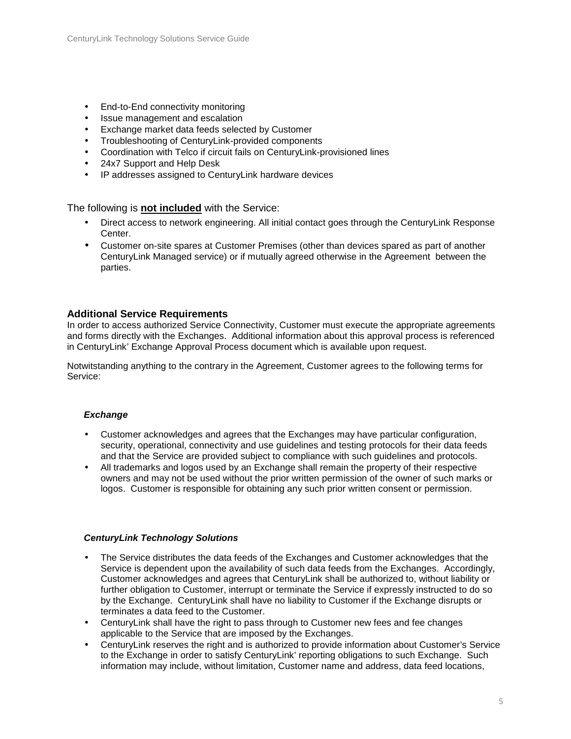- End-to-End connectivity monitoring
- Issue management and escalation
- Exchange market data feeds selected by Customer
- Troubleshooting of CenturyLink-provided components
- Coordination with Telco if circuit fails on CenturyLink-provisioned lines
- 24x7 Support and Help Desk
- IP addresses assigned to CenturyLink hardware devices

The following is **not included** with the Service:

- Direct access to network engineering. All initial contact goes through the CenturyLink Response Center.
- Customer on-site spares at Customer Premises (other than devices spared as part of another CenturyLink Managed service) or if mutually agreed otherwise in the Agreement between the parties.

### Additional Service Requirements

In order to access authorized Service Connectivity, Customer must execute the appropriate agreements and forms directly with the Exchanges. Additional information about this approval process is referenced in CenturyLink' Exchange Approval Process document which is available upon request.

Notwitstanding anything to the contrary in the Agreement, Customer agrees to the following terms for Service:

#### ***Exchange***

- Customer acknowledges and agrees that the Exchanges may have particular configuration, security, operational, connectivity and use guidelines and testing protocols for their data feeds and that the Service are provided subject to compliance with such guidelines and protocols.
- All trademarks and logos used by an Exchange shall remain the property of their respective owners and may not be used without the prior written permission of the owner of such marks or logos. Customer is responsible for obtaining any such prior written consent or permission.

#### ***CenturyLink Technology Solutions***

- The Service distributes the data feeds of the Exchanges and Customer acknowledges that the Service is dependent upon the availability of such data feeds from the Exchanges. Accordingly, Customer acknowledges and agrees that CenturyLink shall be authorized to, without liability or further obligation to Customer, interrupt or terminate the Service if expressly instructed to do so by the Exchange. CenturyLink shall have no liability to Customer if the Exchange disrupts or terminates a data feed to the Customer.
- CenturyLink shall have the right to pass through to Customer new fees and fee changes applicable to the Service that are imposed by the Exchanges.
- CenturyLink reserves the right and is authorized to provide information about Customer's Service to the Exchange in order to satisfy CenturyLink' reporting obligations to such Exchange. Such information may include, without limitation, Customer name and address, data feed locations,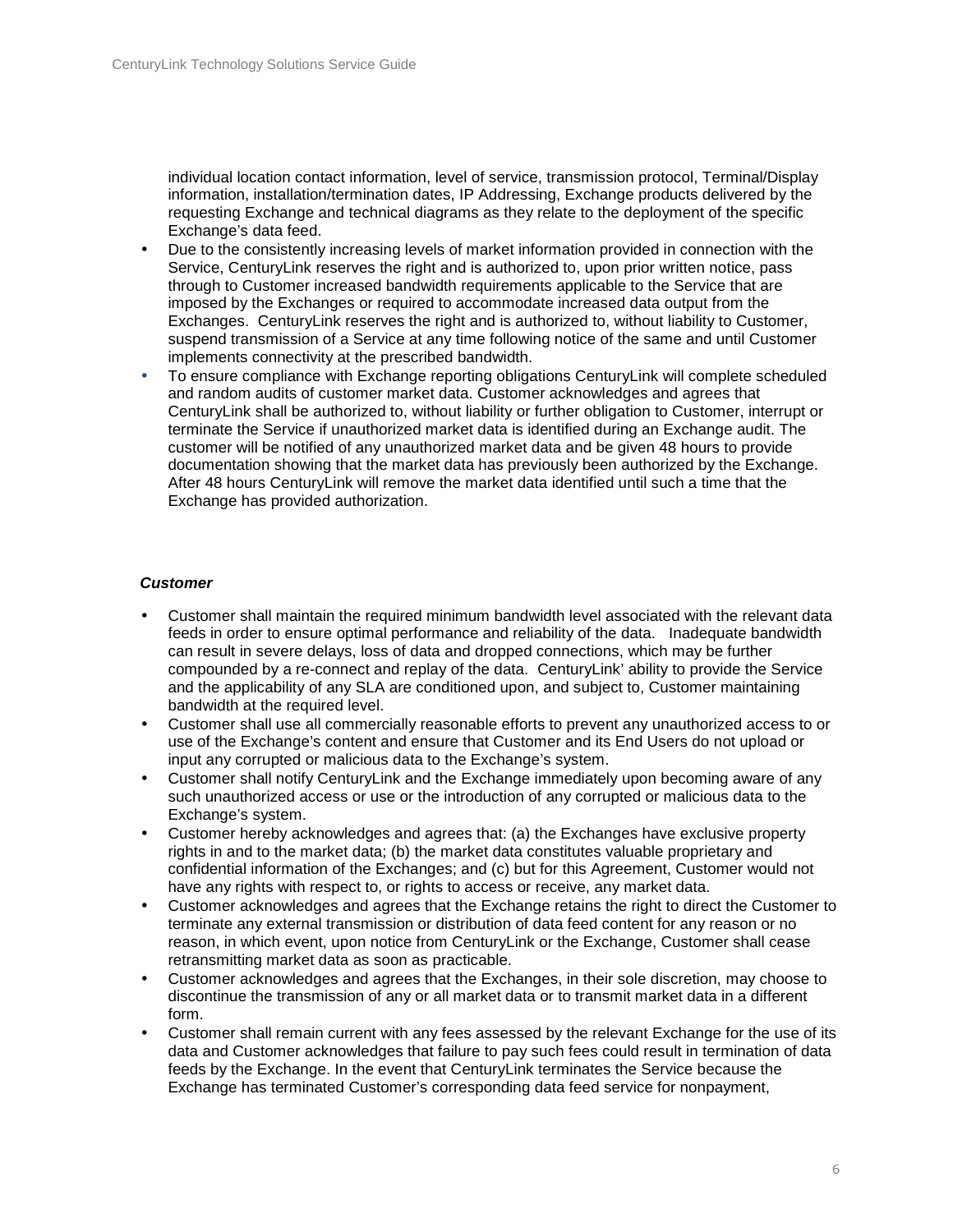individual location contact information, level of service, transmission protocol, Terminal/Display information, installation/termination dates, IP Addressing, Exchange products delivered by the requesting Exchange and technical diagrams as they relate to the deployment of the specific Exchange's data feed.

- Due to the consistently increasing levels of market information provided in connection with the Service, CenturyLink reserves the right and is authorized to, upon prior written notice, pass through to Customer increased bandwidth requirements applicable to the Service that are imposed by the Exchanges or required to accommodate increased data output from the Exchanges. CenturyLink reserves the right and is authorized to, without liability to Customer, suspend transmission of a Service at any time following notice of the same and until Customer implements connectivity at the prescribed bandwidth.
- To ensure compliance with Exchange reporting obligations CenturyLink will complete scheduled and random audits of customer market data. Customer acknowledges and agrees that CenturyLink shall be authorized to, without liability or further obligation to Customer, interrupt or terminate the Service if unauthorized market data is identified during an Exchange audit. The customer will be notified of any unauthorized market data and be given 48 hours to provide documentation showing that the market data has previously been authorized by the Exchange. After 48 hours CenturyLink will remove the market data identified until such a time that the Exchange has provided authorization.

***Customer***

- Customer shall maintain the required minimum bandwidth level associated with the relevant data feeds in order to ensure optimal performance and reliability of the data. Inadequate bandwidth can result in severe delays, loss of data and dropped connections, which may be further compounded by a re-connect and replay of the data. CenturyLink' ability to provide the Service and the applicability of any SLA are conditioned upon, and subject to, Customer maintaining bandwidth at the required level.
- Customer shall use all commercially reasonable efforts to prevent any unauthorized access to or use of the Exchange's content and ensure that Customer and its End Users do not upload or input any corrupted or malicious data to the Exchange's system.
- Customer shall notify CenturyLink and the Exchange immediately upon becoming aware of any such unauthorized access or use or the introduction of any corrupted or malicious data to the Exchange's system.
- Customer hereby acknowledges and agrees that: (a) the Exchanges have exclusive property rights in and to the market data; (b) the market data constitutes valuable proprietary and confidential information of the Exchanges; and (c) but for this Agreement, Customer would not have any rights with respect to, or rights to access or receive, any market data.
- Customer acknowledges and agrees that the Exchange retains the right to direct the Customer to terminate any external transmission or distribution of data feed content for any reason or no reason, in which event, upon notice from CenturyLink or the Exchange, Customer shall cease retransmitting market data as soon as practicable.
- Customer acknowledges and agrees that the Exchanges, in their sole discretion, may choose to discontinue the transmission of any or all market data or to transmit market data in a different form.
- Customer shall remain current with any fees assessed by the relevant Exchange for the use of its data and Customer acknowledges that failure to pay such fees could result in termination of data feeds by the Exchange. In the event that CenturyLink terminates the Service because the Exchange has terminated Customer's corresponding data feed service for nonpayment,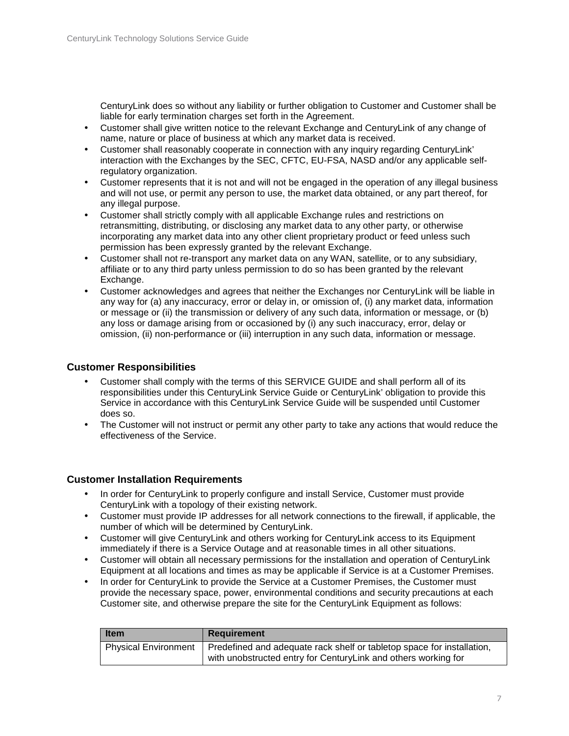CenturyLink does so without any liability or further obligation to Customer and Customer shall be liable for early termination charges set forth in the Agreement.

- Customer shall give written notice to the relevant Exchange and CenturyLink of any change of name, nature or place of business at which any market data is received.
- Customer shall reasonably cooperate in connection with any inquiry regarding CenturyLink' interaction with the Exchanges by the SEC, CFTC, EU-FSA, NASD and/or any applicable self-regulatory organization.
- Customer represents that it is not and will not be engaged in the operation of any illegal business and will not use, or permit any person to use, the market data obtained, or any part thereof, for any illegal purpose.
- Customer shall strictly comply with all applicable Exchange rules and restrictions on retransmitting, distributing, or disclosing any market data to any other party, or otherwise incorporating any market data into any other client proprietary product or feed unless such permission has been expressly granted by the relevant Exchange.
- Customer shall not re-transport any market data on any WAN, satellite, or to any subsidiary, affiliate or to any third party unless permission to do so has been granted by the relevant Exchange.
- Customer acknowledges and agrees that neither the Exchanges nor CenturyLink will be liable in any way for (a) any inaccuracy, error or delay in, or omission of, (i) any market data, information or message or (ii) the transmission or delivery of any such data, information or message, or (b) any loss or damage arising from or occasioned by (i) any such inaccuracy, error, delay or omission, (ii) non-performance or (iii) interruption in any such data, information or message.

### Customer Responsibilities

- Customer shall comply with the terms of this SERVICE GUIDE and shall perform all of its responsibilities under this CenturyLink Service Guide or CenturyLink' obligation to provide this Service in accordance with this CenturyLink Service Guide will be suspended until Customer does so.
- The Customer will not instruct or permit any other party to take any actions that would reduce the effectiveness of the Service.

### Customer Installation Requirements

- In order for CenturyLink to properly configure and install Service, Customer must provide CenturyLink with a topology of their existing network.
- Customer must provide IP addresses for all network connections to the firewall, if applicable, the number of which will be determined by CenturyLink.
- Customer will give CenturyLink and others working for CenturyLink access to its Equipment immediately if there is a Service Outage and at reasonable times in all other situations.
- Customer will obtain all necessary permissions for the installation and operation of CenturyLink Equipment at all locations and times as may be applicable if Service is at a Customer Premises.
- In order for CenturyLink to provide the Service at a Customer Premises, the Customer must provide the necessary space, power, environmental conditions and security precautions at each Customer site, and otherwise prepare the site for the CenturyLink Equipment as follows:

| Item | Requirement |
|---|---|
| Physical Environment | Predefined and adequate rack shelf or tabletop space for installation, with unobstructed entry for CenturyLink and others working for |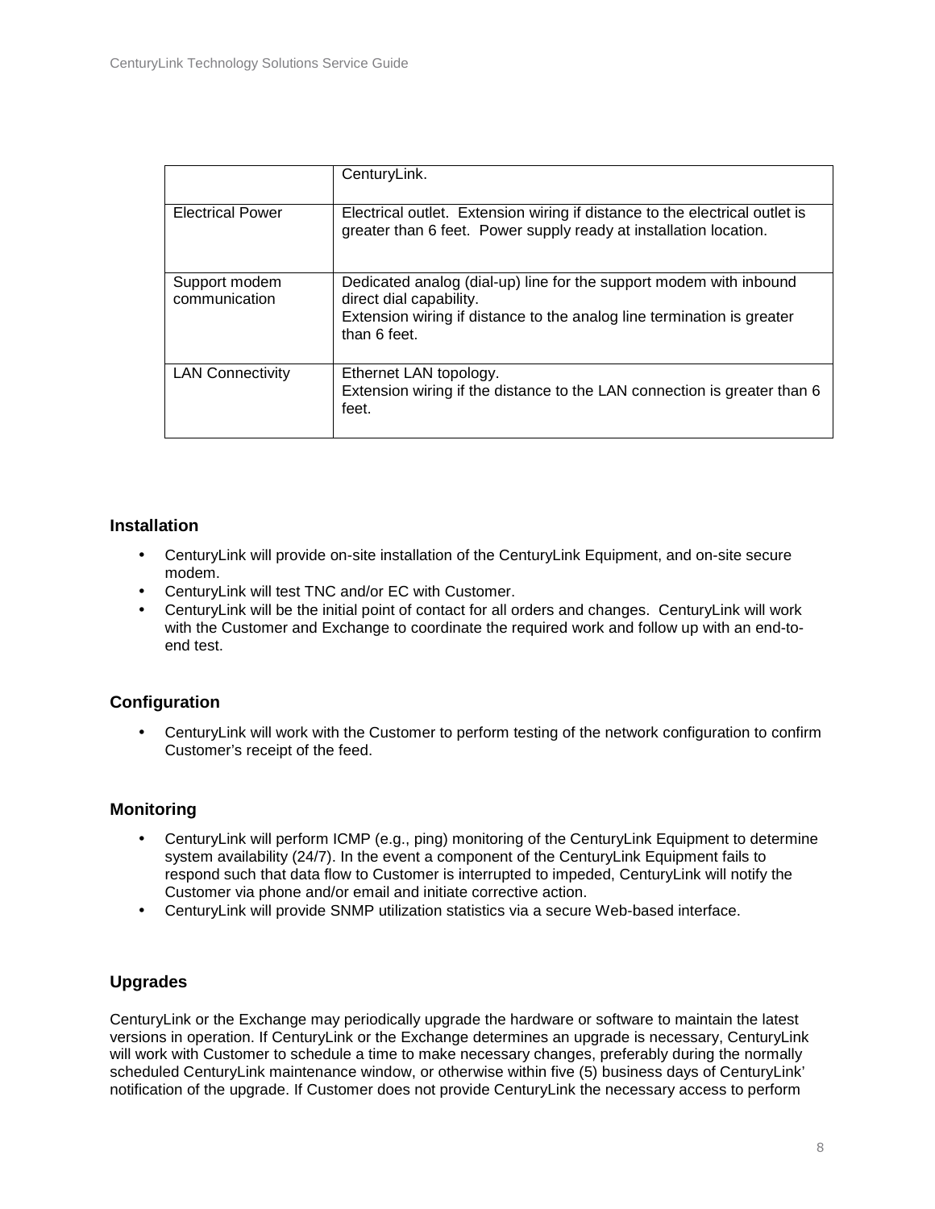| | |
|---|---|
| | CenturyLink. |
| Electrical Power | Electrical outlet. Extension wiring if distance to the electrical outlet is greater than 6 feet. Power supply ready at installation location. |
| Support modem communication | Dedicated analog (dial-up) line for the support modem with inbound direct dial capability.<br>Extension wiring if distance to the analog line termination is greater than 6 feet. |
| LAN Connectivity | Ethernet LAN topology.<br>Extension wiring if the distance to the LAN connection is greater than 6 feet. |

### Installation

- CenturyLink will provide on-site installation of the CenturyLink Equipment, and on-site secure modem.
- CenturyLink will test TNC and/or EC with Customer.
- CenturyLink will be the initial point of contact for all orders and changes. CenturyLink will work with the Customer and Exchange to coordinate the required work and follow up with an end-to-end test.

### Configuration

- CenturyLink will work with the Customer to perform testing of the network configuration to confirm Customer's receipt of the feed.

### Monitoring

- CenturyLink will perform ICMP (e.g., ping) monitoring of the CenturyLink Equipment to determine system availability (24/7). In the event a component of the CenturyLink Equipment fails to respond such that data flow to Customer is interrupted to impeded, CenturyLink will notify the Customer via phone and/or email and initiate corrective action.
- CenturyLink will provide SNMP utilization statistics via a secure Web-based interface.

### Upgrades

CenturyLink or the Exchange may periodically upgrade the hardware or software to maintain the latest versions in operation. If CenturyLink or the Exchange determines an upgrade is necessary, CenturyLink will work with Customer to schedule a time to make necessary changes, preferably during the normally scheduled CenturyLink maintenance window, or otherwise within five (5) business days of CenturyLink' notification of the upgrade. If Customer does not provide CenturyLink the necessary access to perform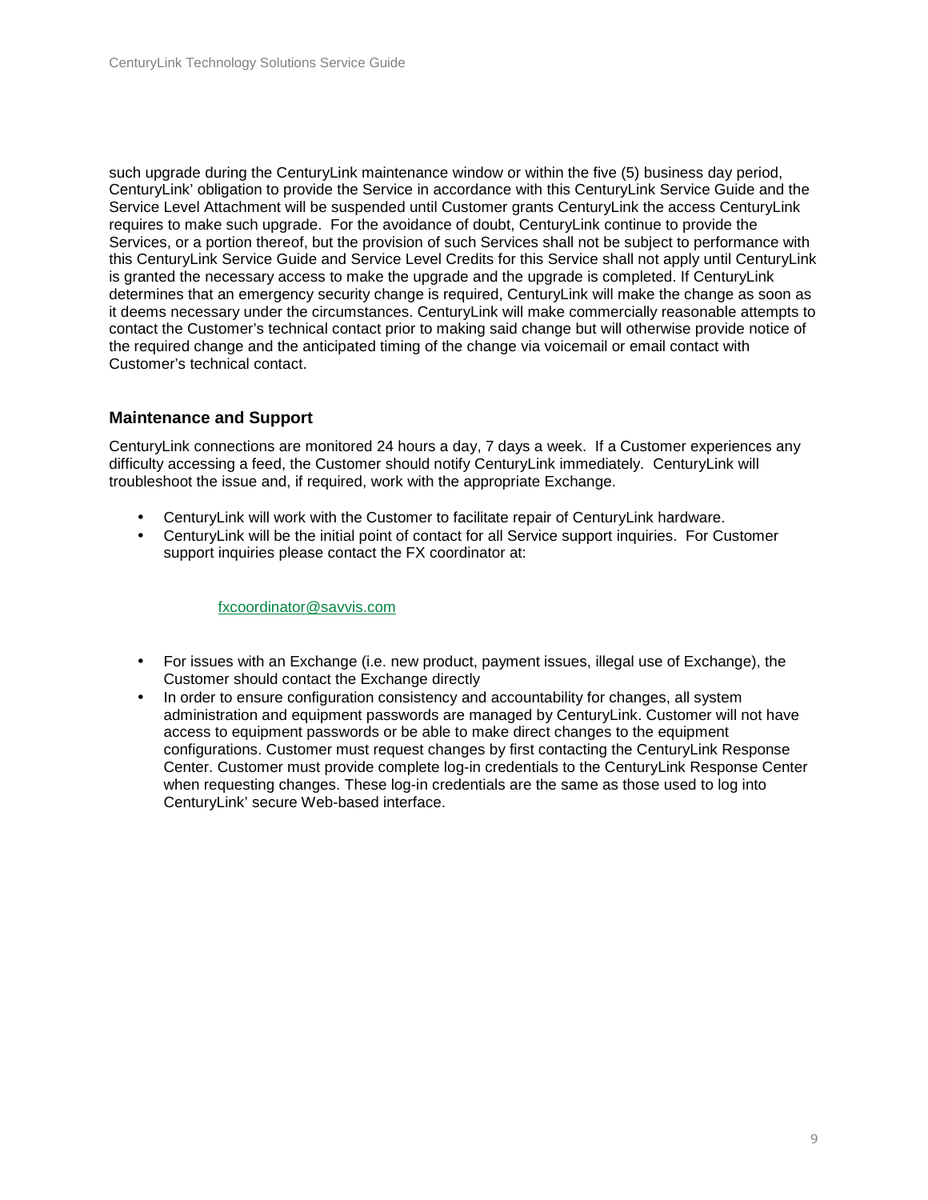such upgrade during the CenturyLink maintenance window or within the five (5) business day period, CenturyLink' obligation to provide the Service in accordance with this CenturyLink Service Guide and the Service Level Attachment will be suspended until Customer grants CenturyLink the access CenturyLink requires to make such upgrade. For the avoidance of doubt, CenturyLink continue to provide the Services, or a portion thereof, but the provision of such Services shall not be subject to performance with this CenturyLink Service Guide and Service Level Credits for this Service shall not apply until CenturyLink is granted the necessary access to make the upgrade and the upgrade is completed. If CenturyLink determines that an emergency security change is required, CenturyLink will make the change as soon as it deems necessary under the circumstances. CenturyLink will make commercially reasonable attempts to contact the Customer's technical contact prior to making said change but will otherwise provide notice of the required change and the anticipated timing of the change via voicemail or email contact with Customer's technical contact.

### Maintenance and Support

CenturyLink connections are monitored 24 hours a day, 7 days a week. If a Customer experiences any difficulty accessing a feed, the Customer should notify CenturyLink immediately. CenturyLink will troubleshoot the issue and, if required, work with the appropriate Exchange.

- CenturyLink will work with the Customer to facilitate repair of CenturyLink hardware.
- CenturyLink will be the initial point of contact for all Service support inquiries. For Customer support inquiries please contact the FX coordinator at:

  fxcoordinator@savvis.com

- For issues with an Exchange (i.e. new product, payment issues, illegal use of Exchange), the Customer should contact the Exchange directly
- In order to ensure configuration consistency and accountability for changes, all system administration and equipment passwords are managed by CenturyLink. Customer will not have access to equipment passwords or be able to make direct changes to the equipment configurations. Customer must request changes by first contacting the CenturyLink Response Center. Customer must provide complete log-in credentials to the CenturyLink Response Center when requesting changes. These log-in credentials are the same as those used to log into CenturyLink' secure Web-based interface.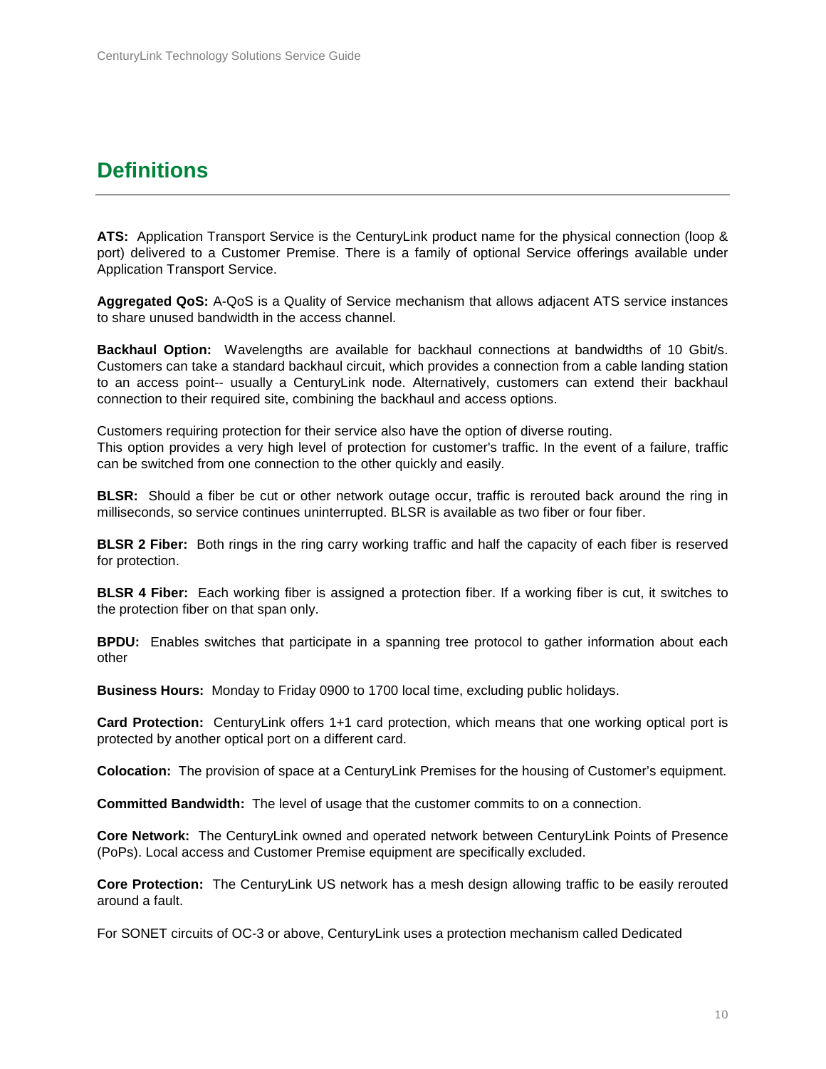# Definitions

**ATS:** Application Transport Service is the CenturyLink product name for the physical connection (loop & port) delivered to a Customer Premise. There is a family of optional Service offerings available under Application Transport Service.

**Aggregated QoS:** A-QoS is a Quality of Service mechanism that allows adjacent ATS service instances to share unused bandwidth in the access channel.

**Backhaul Option:** Wavelengths are available for backhaul connections at bandwidths of 10 Gbit/s. Customers can take a standard backhaul circuit, which provides a connection from a cable landing station to an access point-- usually a CenturyLink node. Alternatively, customers can extend their backhaul connection to their required site, combining the backhaul and access options.

Customers requiring protection for their service also have the option of diverse routing.
This option provides a very high level of protection for customer's traffic. In the event of a failure, traffic can be switched from one connection to the other quickly and easily.

**BLSR:** Should a fiber be cut or other network outage occur, traffic is rerouted back around the ring in milliseconds, so service continues uninterrupted. BLSR is available as two fiber or four fiber.

**BLSR 2 Fiber:** Both rings in the ring carry working traffic and half the capacity of each fiber is reserved for protection.

**BLSR 4 Fiber:** Each working fiber is assigned a protection fiber. If a working fiber is cut, it switches to the protection fiber on that span only.

**BPDU:** Enables switches that participate in a spanning tree protocol to gather information about each other

**Business Hours:** Monday to Friday 0900 to 1700 local time, excluding public holidays.

**Card Protection:** CenturyLink offers 1+1 card protection, which means that one working optical port is protected by another optical port on a different card.

**Colocation:** The provision of space at a CenturyLink Premises for the housing of Customer's equipment.

**Committed Bandwidth:** The level of usage that the customer commits to on a connection.

**Core Network:** The CenturyLink owned and operated network between CenturyLink Points of Presence (PoPs). Local access and Customer Premise equipment are specifically excluded.

**Core Protection:** The CenturyLink US network has a mesh design allowing traffic to be easily rerouted around a fault.

For SONET circuits of OC-3 or above, CenturyLink uses a protection mechanism called Dedicated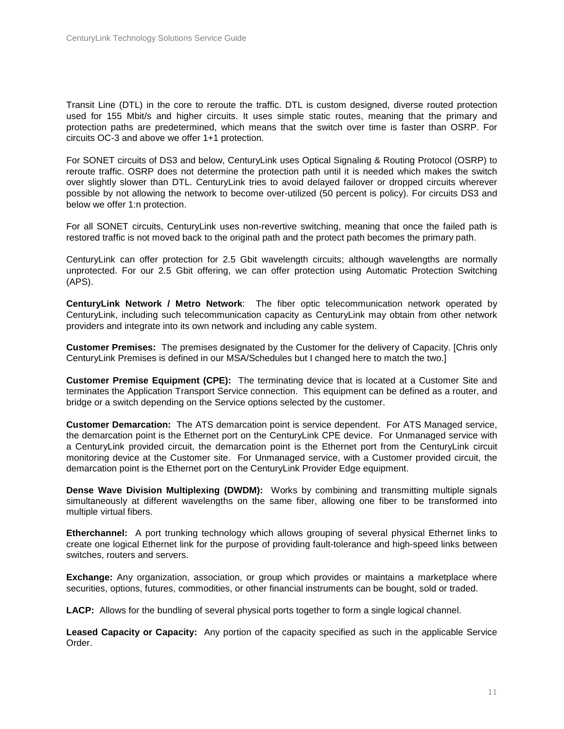Transit Line (DTL) in the core to reroute the traffic. DTL is custom designed, diverse routed protection used for 155 Mbit/s and higher circuits. It uses simple static routes, meaning that the primary and protection paths are predetermined, which means that the switch over time is faster than OSRP. For circuits OC-3 and above we offer 1+1 protection.

For SONET circuits of DS3 and below, CenturyLink uses Optical Signaling & Routing Protocol (OSRP) to reroute traffic. OSRP does not determine the protection path until it is needed which makes the switch over slightly slower than DTL. CenturyLink tries to avoid delayed failover or dropped circuits wherever possible by not allowing the network to become over-utilized (50 percent is policy). For circuits DS3 and below we offer 1:n protection.

For all SONET circuits, CenturyLink uses non-revertive switching, meaning that once the failed path is restored traffic is not moved back to the original path and the protect path becomes the primary path.

CenturyLink can offer protection for 2.5 Gbit wavelength circuits; although wavelengths are normally unprotected. For our 2.5 Gbit offering, we can offer protection using Automatic Protection Switching (APS).

**CenturyLink Network / Metro Network**: The fiber optic telecommunication network operated by CenturyLink, including such telecommunication capacity as CenturyLink may obtain from other network providers and integrate into its own network and including any cable system.

**Customer Premises:** The premises designated by the Customer for the delivery of Capacity. [Chris only CenturyLink Premises is defined in our MSA/Schedules but I changed here to match the two.]

**Customer Premise Equipment (CPE):** The terminating device that is located at a Customer Site and terminates the Application Transport Service connection. This equipment can be defined as a router, and bridge or a switch depending on the Service options selected by the customer.

**Customer Demarcation:** The ATS demarcation point is service dependent. For ATS Managed service, the demarcation point is the Ethernet port on the CenturyLink CPE device. For Unmanaged service with a CenturyLink provided circuit, the demarcation point is the Ethernet port from the CenturyLink circuit monitoring device at the Customer site. For Unmanaged service, with a Customer provided circuit, the demarcation point is the Ethernet port on the CenturyLink Provider Edge equipment.

**Dense Wave Division Multiplexing (DWDM):** Works by combining and transmitting multiple signals simultaneously at different wavelengths on the same fiber, allowing one fiber to be transformed into multiple virtual fibers.

**Etherchannel:** A port trunking technology which allows grouping of several physical Ethernet links to create one logical Ethernet link for the purpose of providing fault-tolerance and high-speed links between switches, routers and servers.

**Exchange:** Any organization, association, or group which provides or maintains a marketplace where securities, options, futures, commodities, or other financial instruments can be bought, sold or traded.

**LACP:** Allows for the bundling of several physical ports together to form a single logical channel.

**Leased Capacity or Capacity:** Any portion of the capacity specified as such in the applicable Service Order.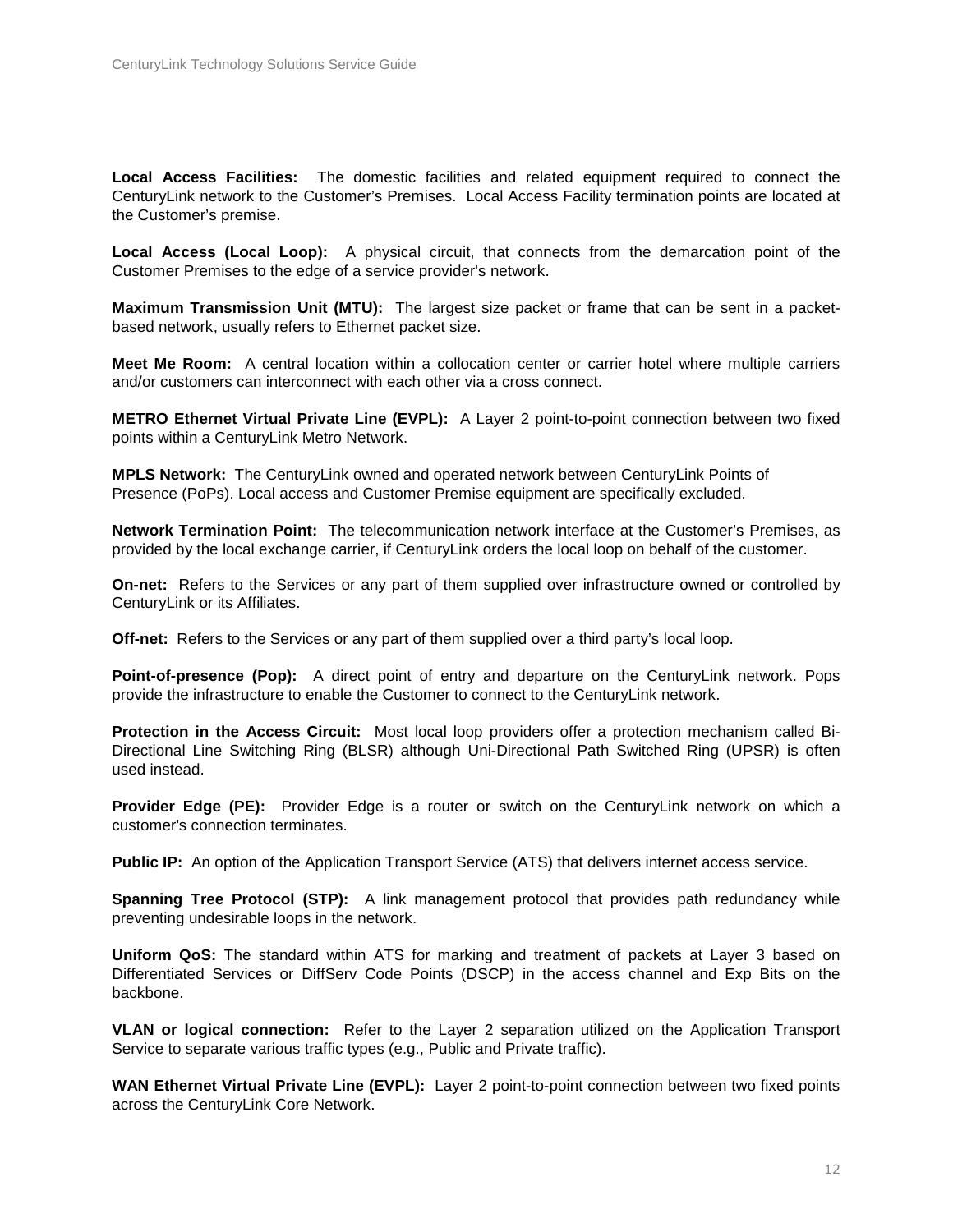**Local Access Facilities:** The domestic facilities and related equipment required to connect the CenturyLink network to the Customer's Premises. Local Access Facility termination points are located at the Customer's premise.

**Local Access (Local Loop):** A physical circuit, that connects from the demarcation point of the Customer Premises to the edge of a service provider's network.

**Maximum Transmission Unit (MTU):** The largest size packet or frame that can be sent in a packet-based network, usually refers to Ethernet packet size.

**Meet Me Room:** A central location within a collocation center or carrier hotel where multiple carriers and/or customers can interconnect with each other via a cross connect.

**METRO Ethernet Virtual Private Line (EVPL):** A Layer 2 point-to-point connection between two fixed points within a CenturyLink Metro Network.

**MPLS Network:** The CenturyLink owned and operated network between CenturyLink Points of Presence (PoPs). Local access and Customer Premise equipment are specifically excluded.

**Network Termination Point:** The telecommunication network interface at the Customer's Premises, as provided by the local exchange carrier, if CenturyLink orders the local loop on behalf of the customer.

**On-net:** Refers to the Services or any part of them supplied over infrastructure owned or controlled by CenturyLink or its Affiliates.

**Off-net:** Refers to the Services or any part of them supplied over a third party's local loop.

**Point-of-presence (Pop):** A direct point of entry and departure on the CenturyLink network. Pops provide the infrastructure to enable the Customer to connect to the CenturyLink network.

**Protection in the Access Circuit:** Most local loop providers offer a protection mechanism called Bi-Directional Line Switching Ring (BLSR) although Uni-Directional Path Switched Ring (UPSR) is often used instead.

**Provider Edge (PE):** Provider Edge is a router or switch on the CenturyLink network on which a customer's connection terminates.

**Public IP:** An option of the Application Transport Service (ATS) that delivers internet access service.

**Spanning Tree Protocol (STP):** A link management protocol that provides path redundancy while preventing undesirable loops in the network.

**Uniform QoS:** The standard within ATS for marking and treatment of packets at Layer 3 based on Differentiated Services or DiffServ Code Points (DSCP) in the access channel and Exp Bits on the backbone.

**VLAN or logical connection:** Refer to the Layer 2 separation utilized on the Application Transport Service to separate various traffic types (e.g., Public and Private traffic).

**WAN Ethernet Virtual Private Line (EVPL):** Layer 2 point-to-point connection between two fixed points across the CenturyLink Core Network.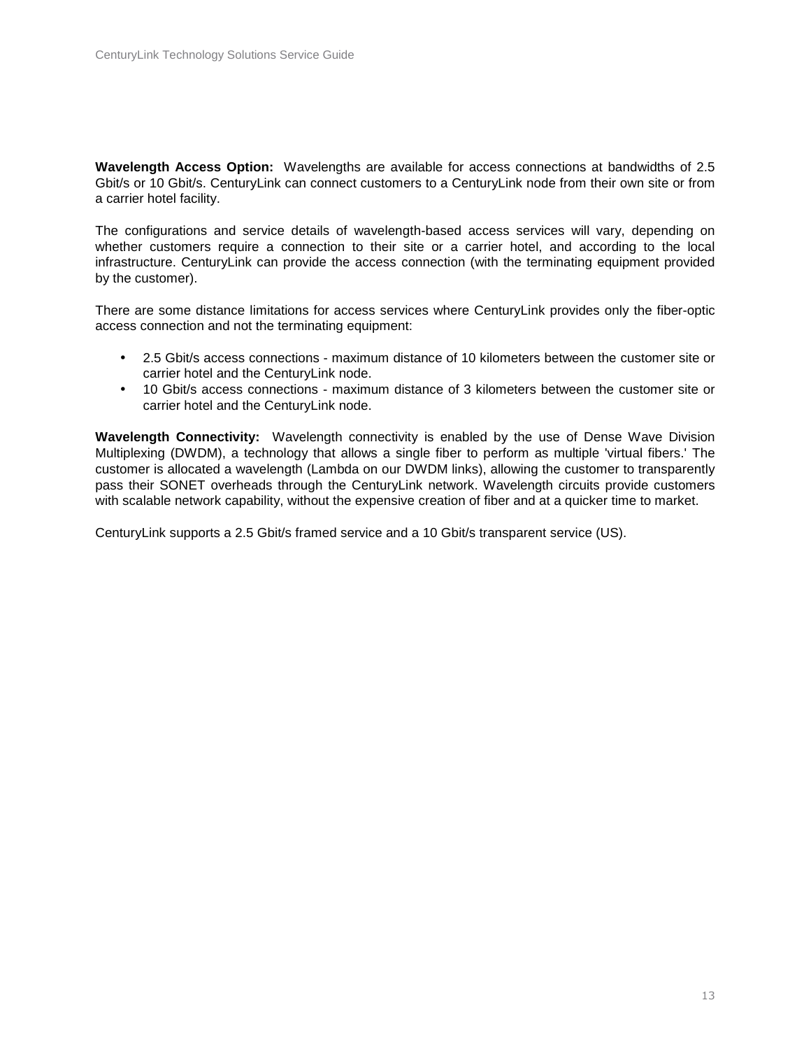**Wavelength Access Option:** Wavelengths are available for access connections at bandwidths of 2.5 Gbit/s or 10 Gbit/s. CenturyLink can connect customers to a CenturyLink node from their own site or from a carrier hotel facility.

The configurations and service details of wavelength-based access services will vary, depending on whether customers require a connection to their site or a carrier hotel, and according to the local infrastructure. CenturyLink can provide the access connection (with the terminating equipment provided by the customer).

There are some distance limitations for access services where CenturyLink provides only the fiber-optic access connection and not the terminating equipment:

- 2.5 Gbit/s access connections - maximum distance of 10 kilometers between the customer site or carrier hotel and the CenturyLink node.
- 10 Gbit/s access connections - maximum distance of 3 kilometers between the customer site or carrier hotel and the CenturyLink node.

**Wavelength Connectivity:** Wavelength connectivity is enabled by the use of Dense Wave Division Multiplexing (DWDM), a technology that allows a single fiber to perform as multiple 'virtual fibers.' The customer is allocated a wavelength (Lambda on our DWDM links), allowing the customer to transparently pass their SONET overheads through the CenturyLink network. Wavelength circuits provide customers with scalable network capability, without the expensive creation of fiber and at a quicker time to market.

CenturyLink supports a 2.5 Gbit/s framed service and a 10 Gbit/s transparent service (US).